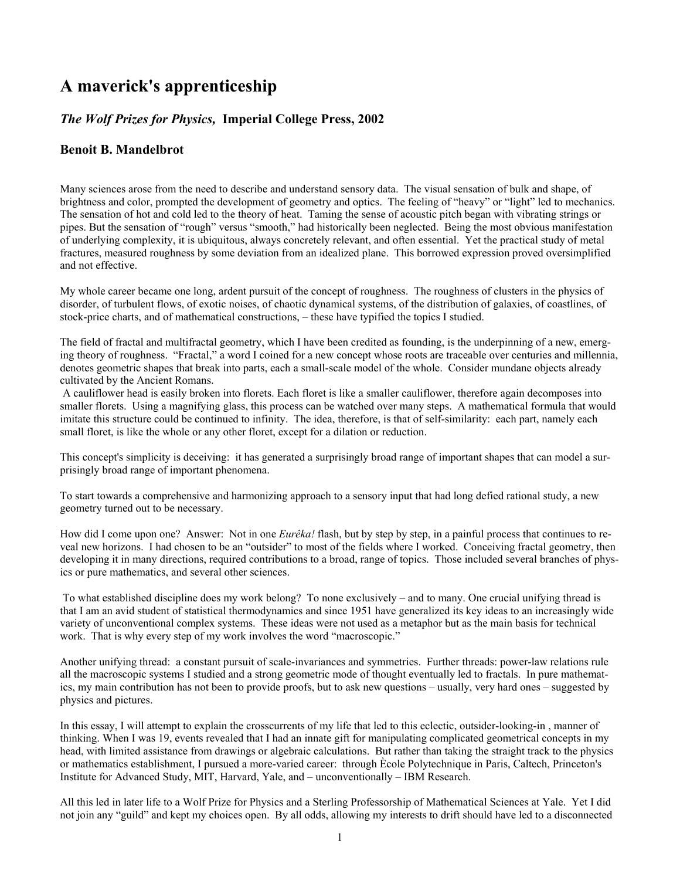# A maverick's apprenticeship

## *The Wolf Prizes for Physics,* Imperial College Press, 2002

### Benoit B. Mandelbrot

Many sciences arose from the need to describe and understand sensory data. The visual sensation of bulk and shape, of brightness and color, prompted the development of geometry and optics. The feeling of "heavy" or "light" led to mechanics. The sensation of hot and cold led to the theory of heat. Taming the sense of acoustic pitch began with vibrating strings or pipes. But the sensation of "rough" versus "smooth," had historically been neglected. Being the most obvious manifestation of underlying complexity, it is ubiquitous, always concretely relevant, and often essential. Yet the practical study of metal fractures, measured roughness by some deviation from an idealized plane. This borrowed expression proved oversimplified and not effective.

My whole career became one long, ardent pursuit of the concept of roughness. The roughness of clusters in the physics of disorder, of turbulent flows, of exotic noises, of chaotic dynamical systems, of the distribution of galaxies, of coastlines, of stock-price charts, and of mathematical constructions, – these have typified the topics I studied.

The field of fractal and multifractal geometry, which I have been credited as founding, is the underpinning of a new, emerging theory of roughness. "Fractal," a word I coined for a new concept whose roots are traceable over centuries and millennia, denotes geometric shapes that break into parts, each a small-scale model of the whole. Consider mundane objects already cultivated by the Ancient Romans.
A cauliflower head is easily broken into florets. Each floret is like a smaller cauliflower, therefore again decomposes into smaller florets. Using a magnifying glass, this process can be watched over many steps. A mathematical formula that would imitate this structure could be continued to infinity. The idea, therefore, is that of self-similarity: each part, namely each small floret, is like the whole or any other floret, except for a dilation or reduction.

This concept's simplicity is deceiving: it has generated a surprisingly broad range of important shapes that can model a surprisingly broad range of important phenomena.

To start towards a comprehensive and harmonizing approach to a sensory input that had long defied rational study, a new geometry turned out to be necessary.

How did I come upon one? Answer: Not in one *Eurêka!* flash, but by step by step, in a painful process that continues to reveal new horizons. I had chosen to be an "outsider" to most of the fields where I worked. Conceiving fractal geometry, then developing it in many directions, required contributions to a broad, range of topics. Those included several branches of physics or pure mathematics, and several other sciences.

To what established discipline does my work belong? To none exclusively – and to many. One crucial unifying thread is that I am an avid student of statistical thermodynamics and since 1951 have generalized its key ideas to an increasingly wide variety of unconventional complex systems. These ideas were not used as a metaphor but as the main basis for technical work. That is why every step of my work involves the word "macroscopic."

Another unifying thread: a constant pursuit of scale-invariances and symmetries. Further threads: power-law relations rule all the macroscopic systems I studied and a strong geometric mode of thought eventually led to fractals. In pure mathematics, my main contribution has not been to provide proofs, but to ask new questions – usually, very hard ones – suggested by physics and pictures.

In this essay, I will attempt to explain the crosscurrents of my life that led to this eclectic, outsider-looking-in , manner of thinking. When I was 19, events revealed that I had an innate gift for manipulating complicated geometrical concepts in my head, with limited assistance from drawings or algebraic calculations. But rather than taking the straight track to the physics or mathematics establishment, I pursued a more-varied career: through Ècole Polytechnique in Paris, Caltech, Princeton's Institute for Advanced Study, MIT, Harvard, Yale, and – unconventionally – IBM Research.

All this led in later life to a Wolf Prize for Physics and a Sterling Professorship of Mathematical Sciences at Yale. Yet I did not join any "guild" and kept my choices open. By all odds, allowing my interests to drift should have led to a disconnected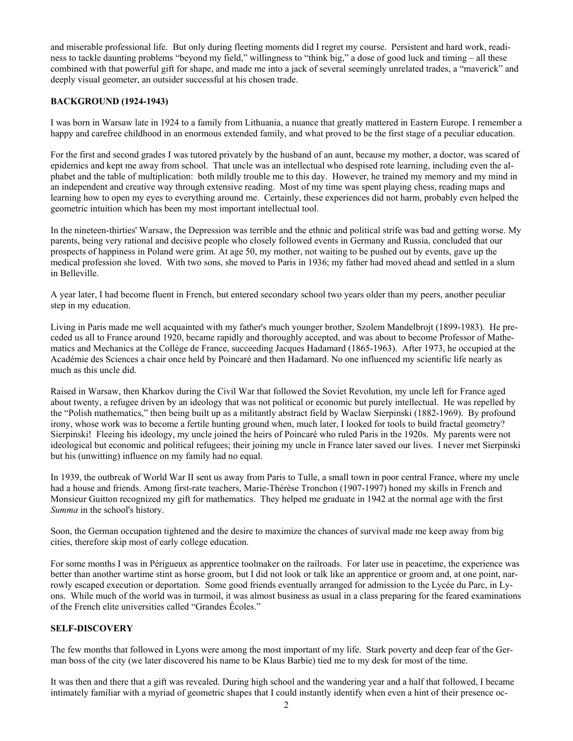and miserable professional life. But only during fleeting moments did I regret my course. Persistent and hard work, readiness to tackle daunting problems "beyond my field," willingness to "think big," a dose of good luck and timing – all these combined with that powerful gift for shape, and made me into a jack of several seemingly unrelated trades, a "maverick" and deeply visual geometer, an outsider successful at his chosen trade.

**BACKGROUND (1924-1943)**

I was born in Warsaw late in 1924 to a family from Lithuania, a nuance that greatly mattered in Eastern Europe. I remember a happy and carefree childhood in an enormous extended family, and what proved to be the first stage of a peculiar education.

For the first and second grades I was tutored privately by the husband of an aunt, because my mother, a doctor, was scared of epidemics and kept me away from school. That uncle was an intellectual who despised rote learning, including even the alphabet and the table of multiplication: both mildly trouble me to this day. However, he trained my memory and my mind in an independent and creative way through extensive reading. Most of my time was spent playing chess, reading maps and learning how to open my eyes to everything around me. Certainly, these experiences did not harm, probably even helped the geometric intuition which has been my most important intellectual tool.

In the nineteen-thirties' Warsaw, the Depression was terrible and the ethnic and political strife was bad and getting worse. My parents, being very rational and decisive people who closely followed events in Germany and Russia, concluded that our prospects of happiness in Poland were grim. At age 50, my mother, not waiting to be pushed out by events, gave up the medical profession she loved. With two sons, she moved to Paris in 1936; my father had moved ahead and settled in a slum in Belleville.

A year later, I had become fluent in French, but entered secondary school two years older than my peers, another peculiar step in my education.

Living in Paris made me well acquainted with my father's much younger brother, Szolem Mandelbrojt (1899-1983). He preceded us all to France around 1920, became rapidly and thoroughly accepted, and was about to become Professor of Mathematics and Mechanics at the Collège de France, succeeding Jacques Hadamard (1865-1963). After 1973, he occupied at the Académie des Sciences a chair once held by Poincaré and then Hadamard. No one influenced my scientific life nearly as much as this uncle did.

Raised in Warsaw, then Kharkov during the Civil War that followed the Soviet Revolution, my uncle left for France aged about twenty, a refugee driven by an ideology that was not political or economic but purely intellectual. He was repelled by the "Polish mathematics," then being built up as a militantly abstract field by Waclaw Sierpinski (1882-1969). By profound irony, whose work was to become a fertile hunting ground when, much later, I looked for tools to build fractal geometry? Sierpinski! Fleeing his ideology, my uncle joined the heirs of Poincaré who ruled Paris in the 1920s. My parents were not ideological but economic and political refugees; their joining my uncle in France later saved our lives. I never met Sierpinski but his (unwitting) influence on my family had no equal.

In 1939, the outbreak of World War II sent us away from Paris to Tulle, a small town in poor central France, where my uncle had a house and friends. Among first-rate teachers, Marie-Thérèse Tronchon (1907-1997) honed my skills in French and Monsieur Guitton recognized my gift for mathematics. They helped me graduate in 1942 at the normal age with the first *Summa* in the school's history.

Soon, the German occupation tightened and the desire to maximize the chances of survival made me keep away from big cities, therefore skip most of early college education.

For some months I was in Périgueux as apprentice toolmaker on the railroads. For later use in peacetime, the experience was better than another wartime stint as horse groom, but I did not look or talk like an apprentice or groom and, at one point, narrowly escaped execution or deportation. Some good friends eventually arranged for admission to the Lycée du Parc, in Lyons. While much of the world was in turmoil, it was almost business as usual in a class preparing for the feared examinations of the French elite universities called "Grandes Écoles."

**SELF-DISCOVERY**

The few months that followed in Lyons were among the most important of my life. Stark poverty and deep fear of the German boss of the city (we later discovered his name to be Klaus Barbie) tied me to my desk for most of the time.

It was then and there that a gift was revealed. During high school and the wandering year and a half that followed, I became intimately familiar with a myriad of geometric shapes that I could instantly identify when even a hint of their presence oc-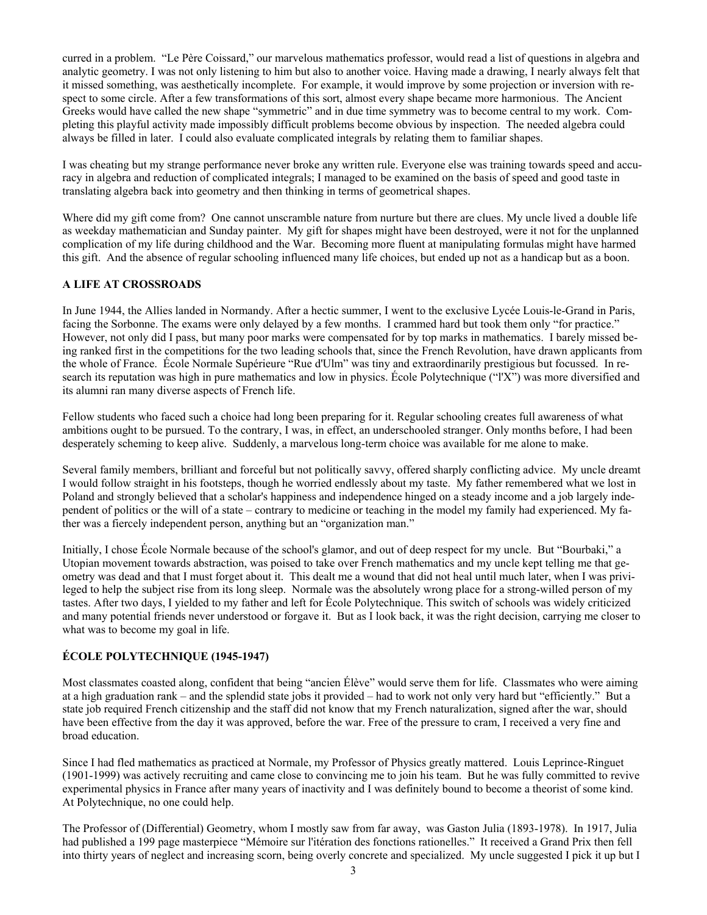curred in a problem. "Le Père Coissard," our marvelous mathematics professor, would read a list of questions in algebra and analytic geometry. I was not only listening to him but also to another voice. Having made a drawing, I nearly always felt that it missed something, was aesthetically incomplete. For example, it would improve by some projection or inversion with respect to some circle. After a few transformations of this sort, almost every shape became more harmonious. The Ancient Greeks would have called the new shape "symmetric" and in due time symmetry was to become central to my work. Completing this playful activity made impossibly difficult problems become obvious by inspection. The needed algebra could always be filled in later. I could also evaluate complicated integrals by relating them to familiar shapes.

I was cheating but my strange performance never broke any written rule. Everyone else was training towards speed and accuracy in algebra and reduction of complicated integrals; I managed to be examined on the basis of speed and good taste in translating algebra back into geometry and then thinking in terms of geometrical shapes.

Where did my gift come from? One cannot unscramble nature from nurture but there are clues. My uncle lived a double life as weekday mathematician and Sunday painter. My gift for shapes might have been destroyed, were it not for the unplanned complication of my life during childhood and the War. Becoming more fluent at manipulating formulas might have harmed this gift. And the absence of regular schooling influenced many life choices, but ended up not as a handicap but as a boon.

### A LIFE AT CROSSROADS

In June 1944, the Allies landed in Normandy. After a hectic summer, I went to the exclusive Lycée Louis-le-Grand in Paris, facing the Sorbonne. The exams were only delayed by a few months. I crammed hard but took them only "for practice." However, not only did I pass, but many poor marks were compensated for by top marks in mathematics. I barely missed being ranked first in the competitions for the two leading schools that, since the French Revolution, have drawn applicants from the whole of France. École Normale Supérieure "Rue d'Ulm" was tiny and extraordinarily prestigious but focussed. In research its reputation was high in pure mathematics and low in physics. École Polytechnique ("l'X") was more diversified and its alumni ran many diverse aspects of French life.

Fellow students who faced such a choice had long been preparing for it. Regular schooling creates full awareness of what ambitions ought to be pursued. To the contrary, I was, in effect, an underschooled stranger. Only months before, I had been desperately scheming to keep alive. Suddenly, a marvelous long-term choice was available for me alone to make.

Several family members, brilliant and forceful but not politically savvy, offered sharply conflicting advice. My uncle dreamt I would follow straight in his footsteps, though he worried endlessly about my taste. My father remembered what we lost in Poland and strongly believed that a scholar's happiness and independence hinged on a steady income and a job largely independent of politics or the will of a state – contrary to medicine or teaching in the model my family had experienced. My father was a fiercely independent person, anything but an "organization man."

Initially, I chose École Normale because of the school's glamor, and out of deep respect for my uncle. But "Bourbaki," a Utopian movement towards abstraction, was poised to take over French mathematics and my uncle kept telling me that geometry was dead and that I must forget about it. This dealt me a wound that did not heal until much later, when I was privileged to help the subject rise from its long sleep. Normale was the absolutely wrong place for a strong-willed person of my tastes. After two days, I yielded to my father and left for École Polytechnique. This switch of schools was widely criticized and many potential friends never understood or forgave it. But as I look back, it was the right decision, carrying me closer to what was to become my goal in life.

### ÉCOLE POLYTECHNIQUE (1945-1947)

Most classmates coasted along, confident that being "ancien Élève" would serve them for life. Classmates who were aiming at a high graduation rank – and the splendid state jobs it provided – had to work not only very hard but "efficiently." But a state job required French citizenship and the staff did not know that my French naturalization, signed after the war, should have been effective from the day it was approved, before the war. Free of the pressure to cram, I received a very fine and broad education.

Since I had fled mathematics as practiced at Normale, my Professor of Physics greatly mattered. Louis Leprince-Ringuet (1901-1999) was actively recruiting and came close to convincing me to join his team. But he was fully committed to revive experimental physics in France after many years of inactivity and I was definitely bound to become a theorist of some kind. At Polytechnique, no one could help.

The Professor of (Differential) Geometry, whom I mostly saw from far away, was Gaston Julia (1893-1978). In 1917, Julia had published a 199 page masterpiece "Mémoire sur l'itération des fonctions rationelles." It received a Grand Prix then fell into thirty years of neglect and increasing scorn, being overly concrete and specialized. My uncle suggested I pick it up but I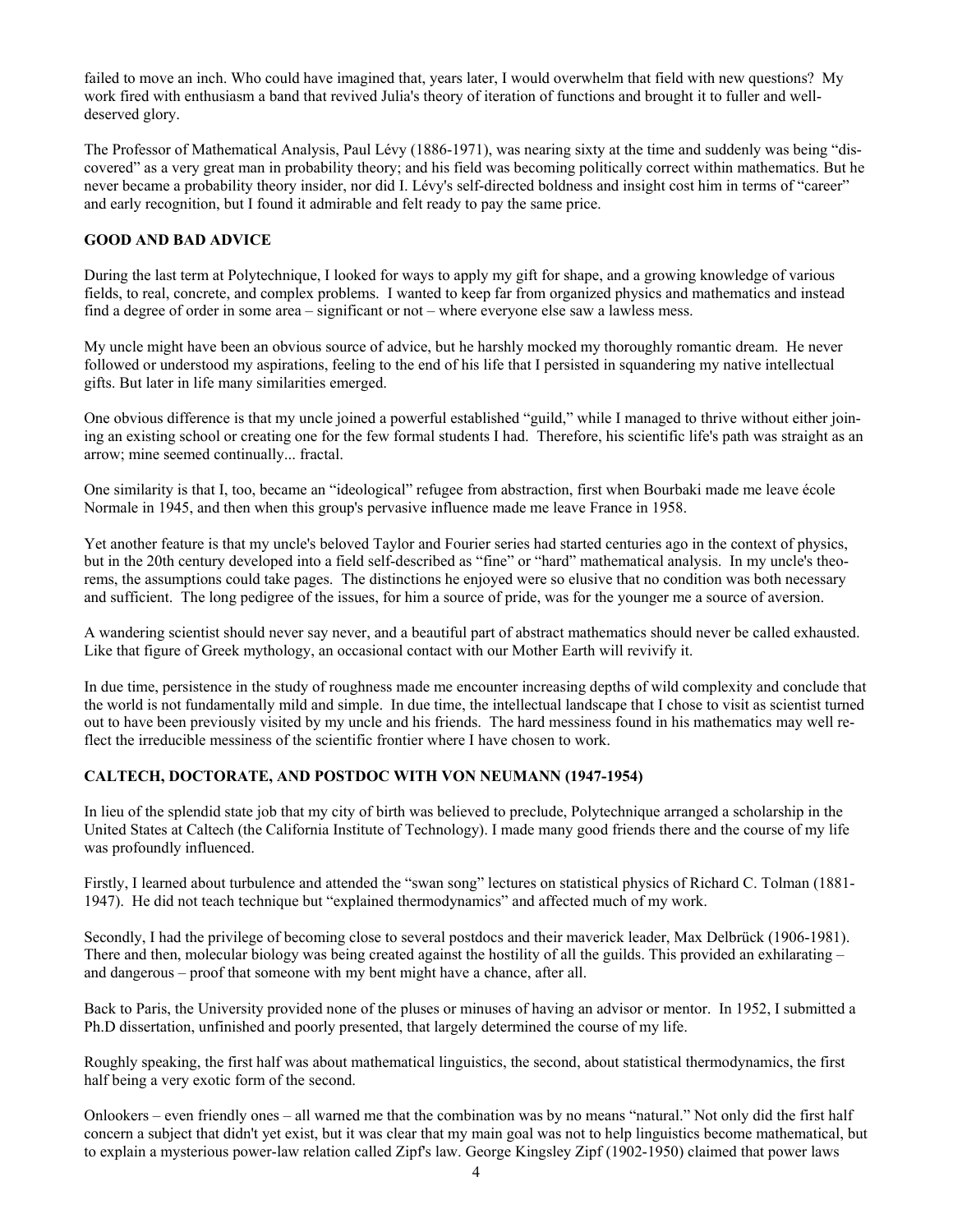failed to move an inch. Who could have imagined that, years later, I would overwhelm that field with new questions? My work fired with enthusiasm a band that revived Julia's theory of iteration of functions and brought it to fuller and well-deserved glory.

The Professor of Mathematical Analysis, Paul Lévy (1886-1971), was nearing sixty at the time and suddenly was being "discovered" as a very great man in probability theory; and his field was becoming politically correct within mathematics. But he never became a probability theory insider, nor did I. Lévy's self-directed boldness and insight cost him in terms of "career" and early recognition, but I found it admirable and felt ready to pay the same price.

## GOOD AND BAD ADVICE

During the last term at Polytechnique, I looked for ways to apply my gift for shape, and a growing knowledge of various fields, to real, concrete, and complex problems. I wanted to keep far from organized physics and mathematics and instead find a degree of order in some area – significant or not – where everyone else saw a lawless mess.

My uncle might have been an obvious source of advice, but he harshly mocked my thoroughly romantic dream. He never followed or understood my aspirations, feeling to the end of his life that I persisted in squandering my native intellectual gifts. But later in life many similarities emerged.

One obvious difference is that my uncle joined a powerful established "guild," while I managed to thrive without either joining an existing school or creating one for the few formal students I had. Therefore, his scientific life's path was straight as an arrow; mine seemed continually... fractal.

One similarity is that I, too, became an "ideological" refugee from abstraction, first when Bourbaki made me leave école Normale in 1945, and then when this group's pervasive influence made me leave France in 1958.

Yet another feature is that my uncle's beloved Taylor and Fourier series had started centuries ago in the context of physics, but in the 20th century developed into a field self-described as "fine" or "hard" mathematical analysis. In my uncle's theorems, the assumptions could take pages. The distinctions he enjoyed were so elusive that no condition was both necessary and sufficient. The long pedigree of the issues, for him a source of pride, was for the younger me a source of aversion.

A wandering scientist should never say never, and a beautiful part of abstract mathematics should never be called exhausted. Like that figure of Greek mythology, an occasional contact with our Mother Earth will revivify it.

In due time, persistence in the study of roughness made me encounter increasing depths of wild complexity and conclude that the world is not fundamentally mild and simple. In due time, the intellectual landscape that I chose to visit as scientist turned out to have been previously visited by my uncle and his friends. The hard messiness found in his mathematics may well reflect the irreducible messiness of the scientific frontier where I have chosen to work.

## CALTECH, DOCTORATE, AND POSTDOC WITH VON NEUMANN (1947-1954)

In lieu of the splendid state job that my city of birth was believed to preclude, Polytechnique arranged a scholarship in the United States at Caltech (the California Institute of Technology). I made many good friends there and the course of my life was profoundly influenced.

Firstly, I learned about turbulence and attended the "swan song" lectures on statistical physics of Richard C. Tolman (1881-1947). He did not teach technique but "explained thermodynamics" and affected much of my work.

Secondly, I had the privilege of becoming close to several postdocs and their maverick leader, Max Delbrück (1906-1981). There and then, molecular biology was being created against the hostility of all the guilds. This provided an exhilarating – and dangerous – proof that someone with my bent might have a chance, after all.

Back to Paris, the University provided none of the pluses or minuses of having an advisor or mentor. In 1952, I submitted a Ph.D dissertation, unfinished and poorly presented, that largely determined the course of my life.

Roughly speaking, the first half was about mathematical linguistics, the second, about statistical thermodynamics, the first half being a very exotic form of the second.

Onlookers – even friendly ones – all warned me that the combination was by no means "natural." Not only did the first half concern a subject that didn't yet exist, but it was clear that my main goal was not to help linguistics become mathematical, but to explain a mysterious power-law relation called Zipf's law. George Kingsley Zipf (1902-1950) claimed that power laws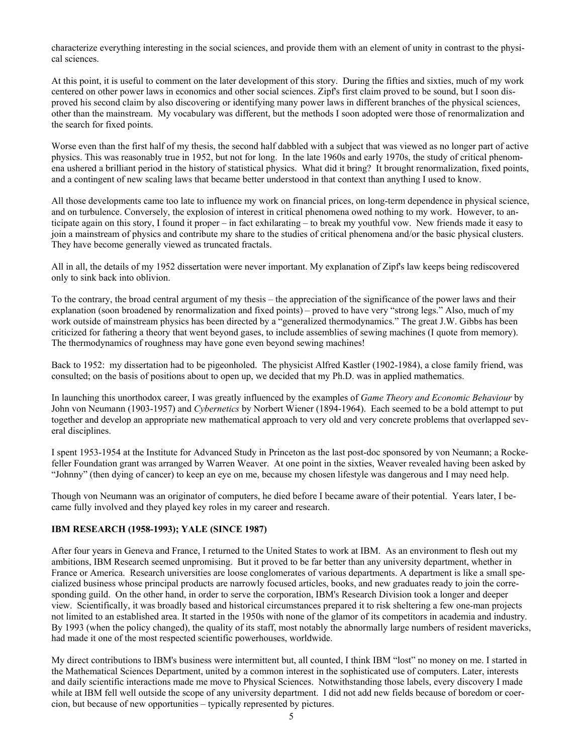characterize everything interesting in the social sciences, and provide them with an element of unity in contrast to the physical sciences.

At this point, it is useful to comment on the later development of this story. During the fifties and sixties, much of my work centered on other power laws in economics and other social sciences. Zipf's first claim proved to be sound, but I soon disproved his second claim by also discovering or identifying many power laws in different branches of the physical sciences, other than the mainstream. My vocabulary was different, but the methods I soon adopted were those of renormalization and the search for fixed points.

Worse even than the first half of my thesis, the second half dabbled with a subject that was viewed as no longer part of active physics. This was reasonably true in 1952, but not for long. In the late 1960s and early 1970s, the study of critical phenomena ushered a brilliant period in the history of statistical physics. What did it bring? It brought renormalization, fixed points, and a contingent of new scaling laws that became better understood in that context than anything I used to know.

All those developments came too late to influence my work on financial prices, on long-term dependence in physical science, and on turbulence. Conversely, the explosion of interest in critical phenomena owed nothing to my work. However, to anticipate again on this story, I found it proper – in fact exhilarating – to break my youthful vow. New friends made it easy to join a mainstream of physics and contribute my share to the studies of critical phenomena and/or the basic physical clusters. They have become generally viewed as truncated fractals.

All in all, the details of my 1952 dissertation were never important. My explanation of Zipf's law keeps being rediscovered only to sink back into oblivion.

To the contrary, the broad central argument of my thesis – the appreciation of the significance of the power laws and their explanation (soon broadened by renormalization and fixed points) – proved to have very "strong legs." Also, much of my work outside of mainstream physics has been directed by a "generalized thermodynamics." The great J.W. Gibbs has been criticized for fathering a theory that went beyond gases, to include assemblies of sewing machines (I quote from memory). The thermodynamics of roughness may have gone even beyond sewing machines!

Back to 1952: my dissertation had to be pigeonholed. The physicist Alfred Kastler (1902-1984), a close family friend, was consulted; on the basis of positions about to open up, we decided that my Ph.D. was in applied mathematics.

In launching this unorthodox career, I was greatly influenced by the examples of *Game Theory and Economic Behaviour* by John von Neumann (1903-1957) and *Cybernetics* by Norbert Wiener (1894-1964). Each seemed to be a bold attempt to put together and develop an appropriate new mathematical approach to very old and very concrete problems that overlapped several disciplines.

I spent 1953-1954 at the Institute for Advanced Study in Princeton as the last post-doc sponsored by von Neumann; a Rockefeller Foundation grant was arranged by Warren Weaver. At one point in the sixties, Weaver revealed having been asked by "Johnny" (then dying of cancer) to keep an eye on me, because my chosen lifestyle was dangerous and I may need help.

Though von Neumann was an originator of computers, he died before I became aware of their potential. Years later, I became fully involved and they played key roles in my career and research.

## IBM RESEARCH (1958-1993); YALE (SINCE 1987)

After four years in Geneva and France, I returned to the United States to work at IBM. As an environment to flesh out my ambitions, IBM Research seemed unpromising. But it proved to be far better than any university department, whether in France or America. Research universities are loose conglomerates of various departments. A department is like a small specialized business whose principal products are narrowly focused articles, books, and new graduates ready to join the corresponding guild. On the other hand, in order to serve the corporation, IBM's Research Division took a longer and deeper view. Scientifically, it was broadly based and historical circumstances prepared it to risk sheltering a few one-man projects not limited to an established area. It started in the 1950s with none of the glamor of its competitors in academia and industry. By 1993 (when the policy changed), the quality of its staff, most notably the abnormally large numbers of resident mavericks, had made it one of the most respected scientific powerhouses, worldwide.

My direct contributions to IBM's business were intermittent but, all counted, I think IBM "lost" no money on me. I started in the Mathematical Sciences Department, united by a common interest in the sophisticated use of computers. Later, interests and daily scientific interactions made me move to Physical Sciences. Notwithstanding those labels, every discovery I made while at IBM fell well outside the scope of any university department. I did not add new fields because of boredom or coercion, but because of new opportunities – typically represented by pictures.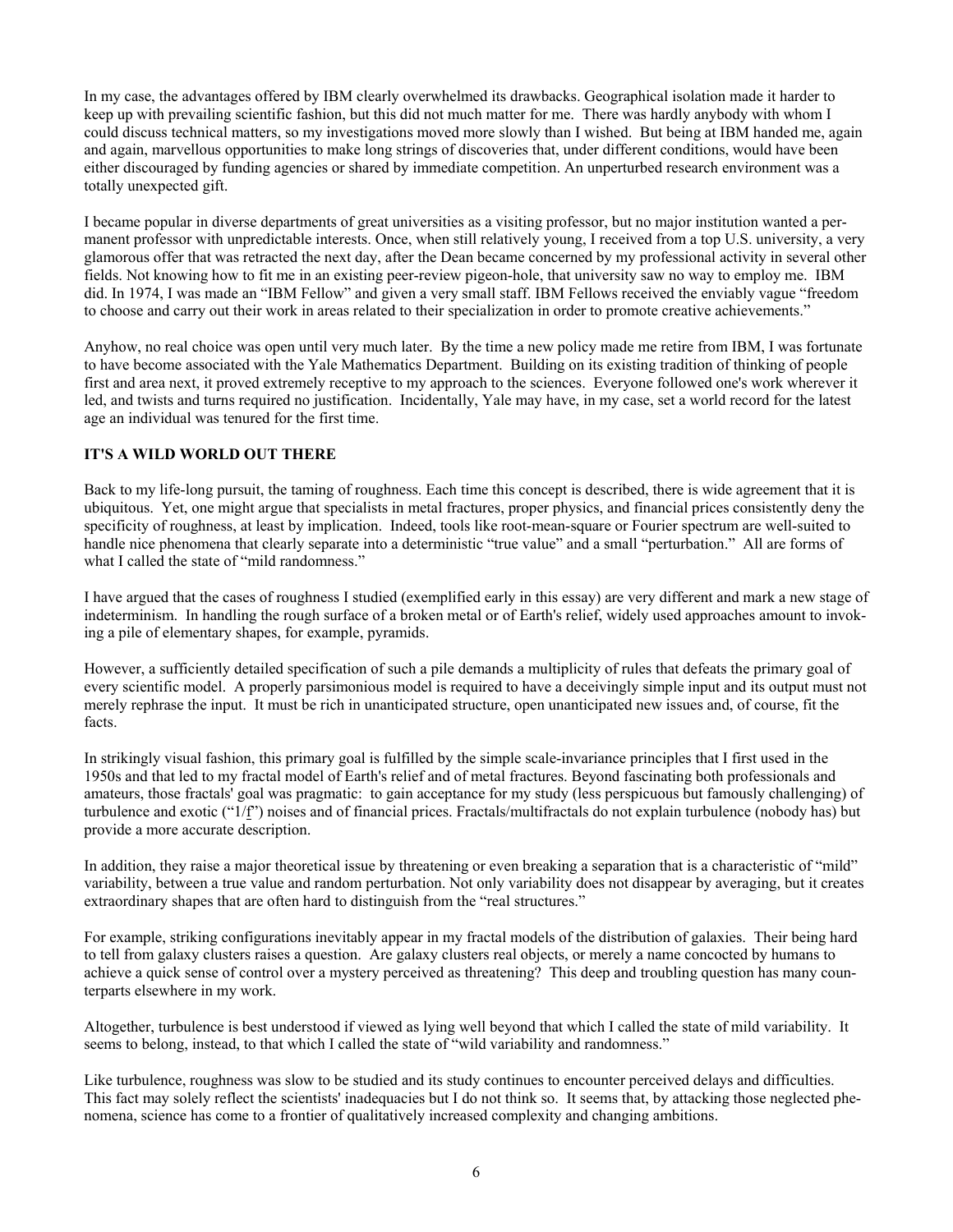In my case, the advantages offered by IBM clearly overwhelmed its drawbacks. Geographical isolation made it harder to keep up with prevailing scientific fashion, but this did not much matter for me. There was hardly anybody with whom I could discuss technical matters, so my investigations moved more slowly than I wished. But being at IBM handed me, again and again, marvellous opportunities to make long strings of discoveries that, under different conditions, would have been either discouraged by funding agencies or shared by immediate competition. An unperturbed research environment was a totally unexpected gift.

I became popular in diverse departments of great universities as a visiting professor, but no major institution wanted a permanent professor with unpredictable interests. Once, when still relatively young, I received from a top U.S. university, a very glamorous offer that was retracted the next day, after the Dean became concerned by my professional activity in several other fields. Not knowing how to fit me in an existing peer-review pigeon-hole, that university saw no way to employ me. IBM did. In 1974, I was made an "IBM Fellow" and given a very small staff. IBM Fellows received the enviably vague "freedom to choose and carry out their work in areas related to their specialization in order to promote creative achievements."

Anyhow, no real choice was open until very much later. By the time a new policy made me retire from IBM, I was fortunate to have become associated with the Yale Mathematics Department. Building on its existing tradition of thinking of people first and area next, it proved extremely receptive to my approach to the sciences. Everyone followed one's work wherever it led, and twists and turns required no justification. Incidentally, Yale may have, in my case, set a world record for the latest age an individual was tenured for the first time.

**IT'S A WILD WORLD OUT THERE**

Back to my life-long pursuit, the taming of roughness. Each time this concept is described, there is wide agreement that it is ubiquitous. Yet, one might argue that specialists in metal fractures, proper physics, and financial prices consistently deny the specificity of roughness, at least by implication. Indeed, tools like root-mean-square or Fourier spectrum are well-suited to handle nice phenomena that clearly separate into a deterministic "true value" and a small "perturbation." All are forms of what I called the state of "mild randomness."

I have argued that the cases of roughness I studied (exemplified early in this essay) are very different and mark a new stage of indeterminism. In handling the rough surface of a broken metal or of Earth's relief, widely used approaches amount to invoking a pile of elementary shapes, for example, pyramids.

However, a sufficiently detailed specification of such a pile demands a multiplicity of rules that defeats the primary goal of every scientific model. A properly parsimonious model is required to have a deceivingly simple input and its output must not merely rephrase the input. It must be rich in unanticipated structure, open unanticipated new issues and, of course, fit the facts.

In strikingly visual fashion, this primary goal is fulfilled by the simple scale-invariance principles that I first used in the 1950s and that led to my fractal model of Earth's relief and of metal fractures. Beyond fascinating both professionals and amateurs, those fractals' goal was pragmatic: to gain acceptance for my study (less perspicuous but famously challenging) of turbulence and exotic ("1/f") noises and of financial prices. Fractals/multifractals do not explain turbulence (nobody has) but provide a more accurate description.

In addition, they raise a major theoretical issue by threatening or even breaking a separation that is a characteristic of "mild" variability, between a true value and random perturbation. Not only variability does not disappear by averaging, but it creates extraordinary shapes that are often hard to distinguish from the "real structures."

For example, striking configurations inevitably appear in my fractal models of the distribution of galaxies. Their being hard to tell from galaxy clusters raises a question. Are galaxy clusters real objects, or merely a name concocted by humans to achieve a quick sense of control over a mystery perceived as threatening? This deep and troubling question has many counterparts elsewhere in my work.

Altogether, turbulence is best understood if viewed as lying well beyond that which I called the state of mild variability. It seems to belong, instead, to that which I called the state of "wild variability and randomness."

Like turbulence, roughness was slow to be studied and its study continues to encounter perceived delays and difficulties. This fact may solely reflect the scientists' inadequacies but I do not think so. It seems that, by attacking those neglected phenomena, science has come to a frontier of qualitatively increased complexity and changing ambitions.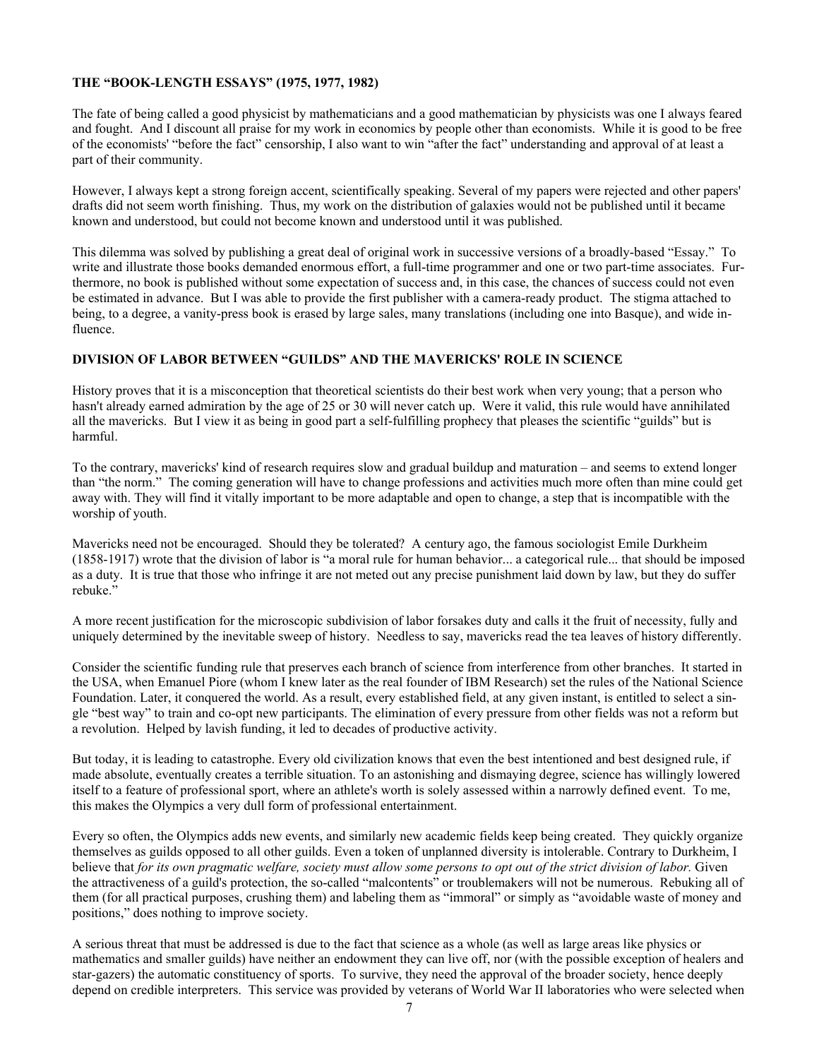### THE "BOOK-LENGTH ESSAYS" (1975, 1977, 1982)

The fate of being called a good physicist by mathematicians and a good mathematician by physicists was one I always feared and fought. And I discount all praise for my work in economics by people other than economists. While it is good to be free of the economists' "before the fact" censorship, I also want to win "after the fact" understanding and approval of at least a part of their community.

However, I always kept a strong foreign accent, scientifically speaking. Several of my papers were rejected and other papers' drafts did not seem worth finishing. Thus, my work on the distribution of galaxies would not be published until it became known and understood, but could not become known and understood until it was published.

This dilemma was solved by publishing a great deal of original work in successive versions of a broadly-based "Essay." To write and illustrate those books demanded enormous effort, a full-time programmer and one or two part-time associates. Furthermore, no book is published without some expectation of success and, in this case, the chances of success could not even be estimated in advance. But I was able to provide the first publisher with a camera-ready product. The stigma attached to being, to a degree, a vanity-press book is erased by large sales, many translations (including one into Basque), and wide influence.

### DIVISION OF LABOR BETWEEN "GUILDS" AND THE MAVERICKS' ROLE IN SCIENCE

History proves that it is a misconception that theoretical scientists do their best work when very young; that a person who hasn't already earned admiration by the age of 25 or 30 will never catch up. Were it valid, this rule would have annihilated all the mavericks. But I view it as being in good part a self-fulfilling prophecy that pleases the scientific "guilds" but is harmful.

To the contrary, mavericks' kind of research requires slow and gradual buildup and maturation – and seems to extend longer than "the norm." The coming generation will have to change professions and activities much more often than mine could get away with. They will find it vitally important to be more adaptable and open to change, a step that is incompatible with the worship of youth.

Mavericks need not be encouraged. Should they be tolerated? A century ago, the famous sociologist Emile Durkheim (1858-1917) wrote that the division of labor is "a moral rule for human behavior... a categorical rule... that should be imposed as a duty. It is true that those who infringe it are not meted out any precise punishment laid down by law, but they do suffer rebuke."

A more recent justification for the microscopic subdivision of labor forsakes duty and calls it the fruit of necessity, fully and uniquely determined by the inevitable sweep of history. Needless to say, mavericks read the tea leaves of history differently.

Consider the scientific funding rule that preserves each branch of science from interference from other branches. It started in the USA, when Emanuel Piore (whom I knew later as the real founder of IBM Research) set the rules of the National Science Foundation. Later, it conquered the world. As a result, every established field, at any given instant, is entitled to select a single "best way" to train and co-opt new participants. The elimination of every pressure from other fields was not a reform but a revolution. Helped by lavish funding, it led to decades of productive activity.

But today, it is leading to catastrophe. Every old civilization knows that even the best intentioned and best designed rule, if made absolute, eventually creates a terrible situation. To an astonishing and dismaying degree, science has willingly lowered itself to a feature of professional sport, where an athlete's worth is solely assessed within a narrowly defined event. To me, this makes the Olympics a very dull form of professional entertainment.

Every so often, the Olympics adds new events, and similarly new academic fields keep being created. They quickly organize themselves as guilds opposed to all other guilds. Even a token of unplanned diversity is intolerable. Contrary to Durkheim, I believe that *for its own pragmatic welfare, society must allow some persons to opt out of the strict division of labor.* Given the attractiveness of a guild's protection, the so-called "malcontents" or troublemakers will not be numerous. Rebuking all of them (for all practical purposes, crushing them) and labeling them as "immoral" or simply as "avoidable waste of money and positions," does nothing to improve society.

A serious threat that must be addressed is due to the fact that science as a whole (as well as large areas like physics or mathematics and smaller guilds) have neither an endowment they can live off, nor (with the possible exception of healers and star-gazers) the automatic constituency of sports. To survive, they need the approval of the broader society, hence deeply depend on credible interpreters. This service was provided by veterans of World War II laboratories who were selected when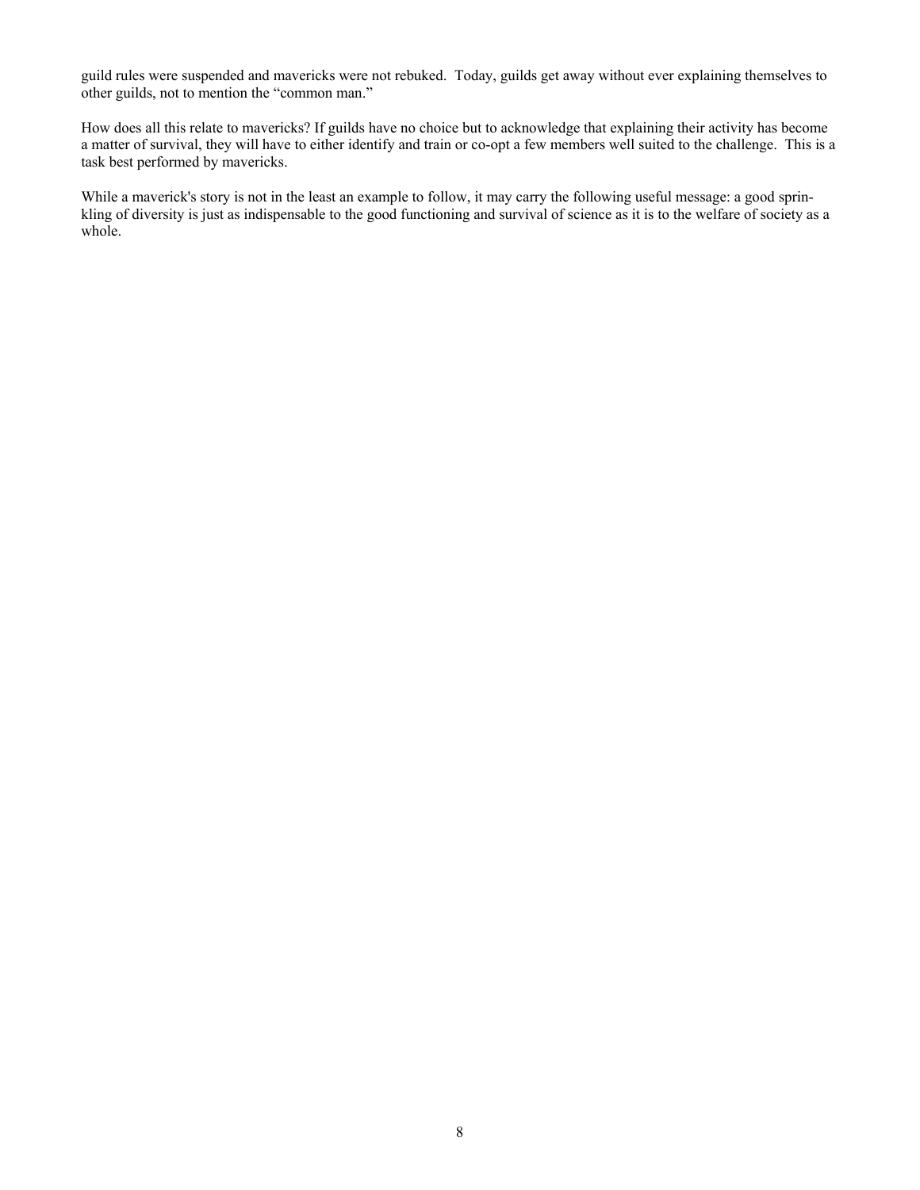guild rules were suspended and mavericks were not rebuked. Today, guilds get away without ever explaining themselves to other guilds, not to mention the "common man."

How does all this relate to mavericks? If guilds have no choice but to acknowledge that explaining their activity has become a matter of survival, they will have to either identify and train or co-opt a few members well suited to the challenge. This is a task best performed by mavericks.

While a maverick's story is not in the least an example to follow, it may carry the following useful message: a good sprinkling of diversity is just as indispensable to the good functioning and survival of science as it is to the welfare of society as a whole.